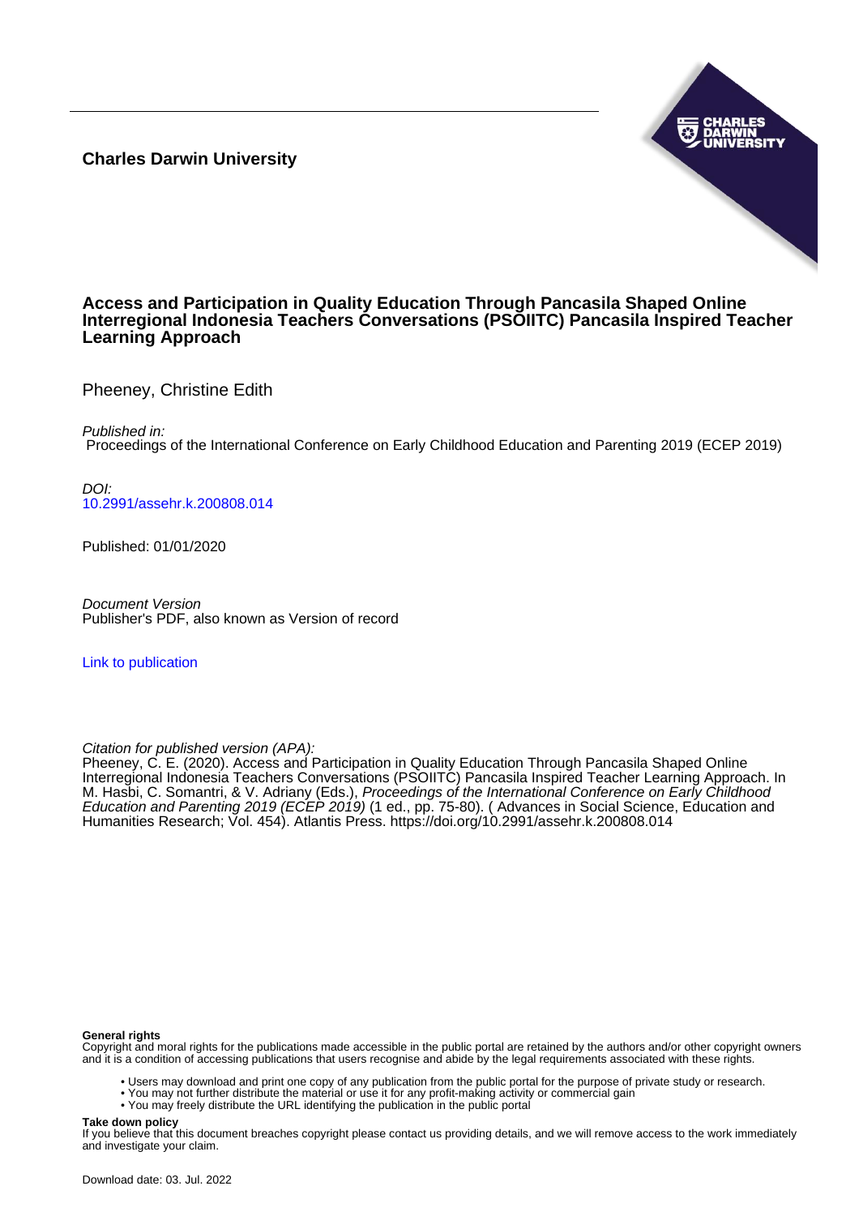**Charles Darwin University**

# Access and Participation in Quality Education Through Pancasila Shaped Online Interregional Indonesia Teachers Conversations (PSOIITC) Pancasila Inspired Teacher Learning Approach

Pheeney, Christine Edith

*Published in:*
Proceedings of the International Conference on Early Childhood Education and Parenting 2019 (ECEP 2019)

*DOI:*
10.2991/assehr.k.200808.014

Published: 01/01/2020

*Document Version*
Publisher's PDF, also known as Version of record

Link to publication

*Citation for published version (APA):*
Pheeney, C. E. (2020). Access and Participation in Quality Education Through Pancasila Shaped Online Interregional Indonesia Teachers Conversations (PSOIITC) Pancasila Inspired Teacher Learning Approach. In M. Hasbi, C. Somantri, & V. Adriany (Eds.), *Proceedings of the International Conference on Early Childhood Education and Parenting 2019 (ECEP 2019)* (1 ed., pp. 75-80). ( Advances in Social Science, Education and Humanities Research; Vol. 454). Atlantis Press. https://doi.org/10.2991/assehr.k.200808.014

**General rights**
Copyright and moral rights for the publications made accessible in the public portal are retained by the authors and/or other copyright owners and it is a condition of accessing publications that users recognise and abide by the legal requirements associated with these rights.

- Users may download and print one copy of any publication from the public portal for the purpose of private study or research.
- You may not further distribute the material or use it for any profit-making activity or commercial gain
- You may freely distribute the URL identifying the publication in the public portal

**Take down policy**
If you believe that this document breaches copyright please contact us providing details, and we will remove access to the work immediately and investigate your claim.

Download date: 03. Jul. 2022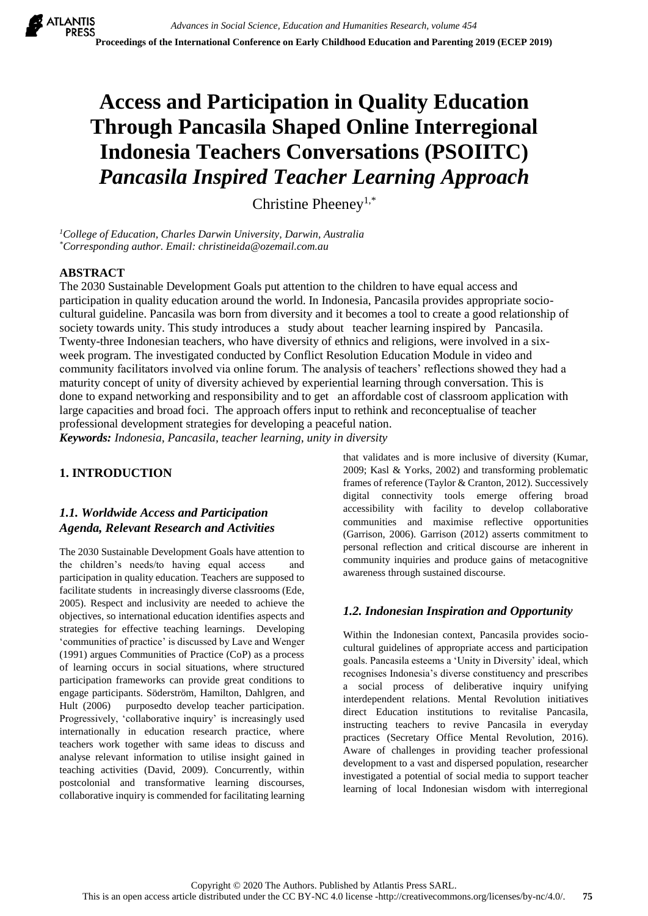# Access and Participation in Quality Education Through Pancasila Shaped Online Interregional Indonesia Teachers Conversations (PSOIITC) *Pancasila Inspired Teacher Learning Approach*

Christine Pheeney[1,*]

[1]*College of Education, Charles Darwin University, Darwin, Australia*
[*]*Corresponding author. Email: christineida@ozemail.com.au*

**ABSTRACT**

The 2030 Sustainable Development Goals put attention to the children to have equal access and participation in quality education around the world. In Indonesia, Pancasila provides appropriate socio-cultural guideline. Pancasila was born from diversity and it becomes a tool to create a good relationship of society towards unity. This study introduces a study about teacher learning inspired by Pancasila. Twenty-three Indonesian teachers, who have diversity of ethnics and religions, were involved in a six-week program. The investigated conducted by Conflict Resolution Education Module in video and community facilitators involved via online forum. The analysis of teachers' reflections showed they had a maturity concept of unity of diversity achieved by experiential learning through conversation. This is done to expand networking and responsibility and to get an affordable cost of classroom application with large capacities and broad foci. The approach offers input to rethink and reconceptualise of teacher professional development strategies for developing a peaceful nation.

***Keywords:*** *Indonesia, Pancasila, teacher learning, unity in diversity*

## 1. INTRODUCTION

### *1.1. Worldwide Access and Participation Agenda, Relevant Research and Activities*

The 2030 Sustainable Development Goals have attention to the children's needs/to having equal access and participation in quality education. Teachers are supposed to facilitate students in increasingly diverse classrooms (Ede, 2005). Respect and inclusivity are needed to achieve the objectives, so international education identifies aspects and strategies for effective teaching learnings. Developing 'communities of practice' is discussed by Lave and Wenger (1991) argues Communities of Practice (CoP) as a process of learning occurs in social situations, where structured participation frameworks can provide great conditions to engage participants. Söderström, Hamilton, Dahlgren, and Hult (2006) purposedto develop teacher participation. Progressively, 'collaborative inquiry' is increasingly used internationally in education research practice, where teachers work together with same ideas to discuss and analyse relevant information to utilise insight gained in teaching activities (David, 2009). Concurrently, within postcolonial and transformative learning discourses, collaborative inquiry is commended for facilitating learning that validates and is more inclusive of diversity (Kumar, 2009; Kasl & Yorks, 2002) and transforming problematic frames of reference (Taylor & Cranton, 2012). Successively digital connectivity tools emerge offering broad accessibility with facility to develop collaborative communities and maximise reflective opportunities (Garrison, 2006). Garrison (2012) asserts commitment to personal reflection and critical discourse are inherent in community inquiries and produce gains of metacognitive awareness through sustained discourse.

### *1.2. Indonesian Inspiration and Opportunity*

Within the Indonesian context, Pancasila provides socio-cultural guidelines of appropriate access and participation goals. Pancasila esteems a 'Unity in Diversity' ideal, which recognises Indonesia's diverse constituency and prescribes a social process of deliberative inquiry unifying interdependent relations. Mental Revolution initiatives direct Education institutions to revitalise Pancasila, instructing teachers to revive Pancasila in everyday practices (Secretary Office Mental Revolution, 2016). Aware of challenges in providing teacher professional development to a vast and dispersed population, researcher investigated a potential of social media to support teacher learning of local Indonesian wisdom with interregional

Copyright © 2020 The Authors. Published by Atlantis Press SARL.
This is an open access article distributed under the CC BY-NC 4.0 license -http://creativecommons.org/licenses/by-nc/4.0/.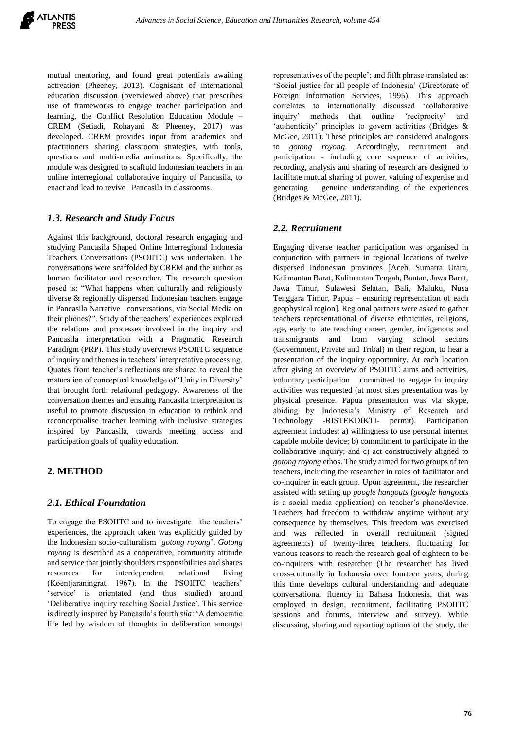mutual mentoring, and found great potentials awaiting activation (Pheeney, 2013). Cognisant of international education discussion (overviewed above) that prescribes use of frameworks to engage teacher participation and learning, the Conflict Resolution Education Module – CREM (Setiadi, Rohayani & Pheeney, 2017) was developed. CREM provides input from academics and practitioners sharing classroom strategies, with tools, questions and multi-media animations. Specifically, the module was designed to scaffold Indonesian teachers in an online interregional collaborative inquiry of Pancasila, to enact and lead to revive Pancasila in classrooms.

### *1.3. Research and Study Focus*

Against this background, doctoral research engaging and studying Pancasila Shaped Online Interregional Indonesia Teachers Conversations (PSOIITC) was undertaken. The conversations were scaffolded by CREM and the author as human facilitator and researcher. The research question posed is: "What happens when culturally and religiously diverse & regionally dispersed Indonesian teachers engage in Pancasila Narrative conversations, via Social Media on their phones?". Study of the teachers' experiences explored the relations and processes involved in the inquiry and Pancasila interpretation with a Pragmatic Research Paradigm (PRP). This study overviews PSOIITC sequence of inquiry and themes in teachers' interpretative processing. Quotes from teacher's reflections are shared to reveal the maturation of conceptual knowledge of 'Unity in Diversity' that brought forth relational pedagogy. Awareness of the conversation themes and ensuing Pancasila interpretation is useful to promote discussion in education to rethink and reconceptualise teacher learning with inclusive strategies inspired by Pancasila, towards meeting access and participation goals of quality education.

## 2. METHOD

### *2.1. Ethical Foundation*

To engage the PSOIITC and to investigate the teachers' experiences, the approach taken was explicitly guided by the Indonesian socio-culturalism '*gotong royong*'. *Gotong royong* is described as a cooperative, community attitude and service that jointly shoulders responsibilities and shares resources for interdependent relational living (Koentjaraningrat, 1967). In the PSOIITC teachers' 'service' is orientated (and thus studied) around 'Deliberative inquiry reaching Social Justice'. This service is directly inspired by Pancasila's fourth *sila*: 'A democratic life led by wisdom of thoughts in deliberation amongst representatives of the people'; and fifth phrase translated as: 'Social justice for all people of Indonesia' (Directorate of Foreign Information Services, 1995). This approach correlates to internationally discussed 'collaborative inquiry' methods that outline 'reciprocity' and 'authenticity' principles to govern activities (Bridges & McGee, 2011). These principles are considered analogous to *gotong royong*. Accordingly, recruitment and participation - including core sequence of activities, recording, analysis and sharing of research are designed to facilitate mutual sharing of power, valuing of expertise and generating genuine understanding of the experiences (Bridges & McGee, 2011).

### *2.2. Recruitment*

Engaging diverse teacher participation was organised in conjunction with partners in regional locations of twelve dispersed Indonesian provinces [Aceh, Sumatra Utara, Kalimantan Barat, Kalimantan Tengah, Bantan, Jawa Barat, Jawa Timur, Sulawesi Selatan, Bali, Maluku, Nusa Tenggara Timur, Papua – ensuring representation of each geophysical region]. Regional partners were asked to gather teachers representational of diverse ethnicities, religions, age, early to late teaching career, gender, indigenous and transmigrants and from varying school sectors (Government, Private and Tribal) in their region, to hear a presentation of the inquiry opportunity. At each location after giving an overview of PSOIITC aims and activities, voluntary participation committed to engage in inquiry activities was requested (at most sites presentation was by physical presence. Papua presentation was via skype, abiding by Indonesia's Ministry of Research and Technology -RISTEKDIKTI- permit). Participation agreement includes: a) willingness to use personal internet capable mobile device; b) commitment to participate in the collaborative inquiry; and c) act constructively aligned to *gotong royong* ethos. The study aimed for two groups of ten teachers, including the researcher in roles of facilitator and co-inquirer in each group. Upon agreement, the researcher assisted with setting up *google hangouts* (*google hangouts* is a social media application) on teacher's phone/device. Teachers had freedom to withdraw anytime without any consequence by themselves. This freedom was exercised and was reflected in overall recruitment (signed agreements) of twenty-three teachers, fluctuating for various reasons to reach the research goal of eighteen to be co-inquirers with researcher (The researcher has lived cross-culturally in Indonesia over fourteen years, during this time develops cultural understanding and adequate conversational fluency in Bahasa Indonesia, that was employed in design, recruitment, facilitating PSOIITC sessions and forums, interview and survey). While discussing, sharing and reporting options of the study, the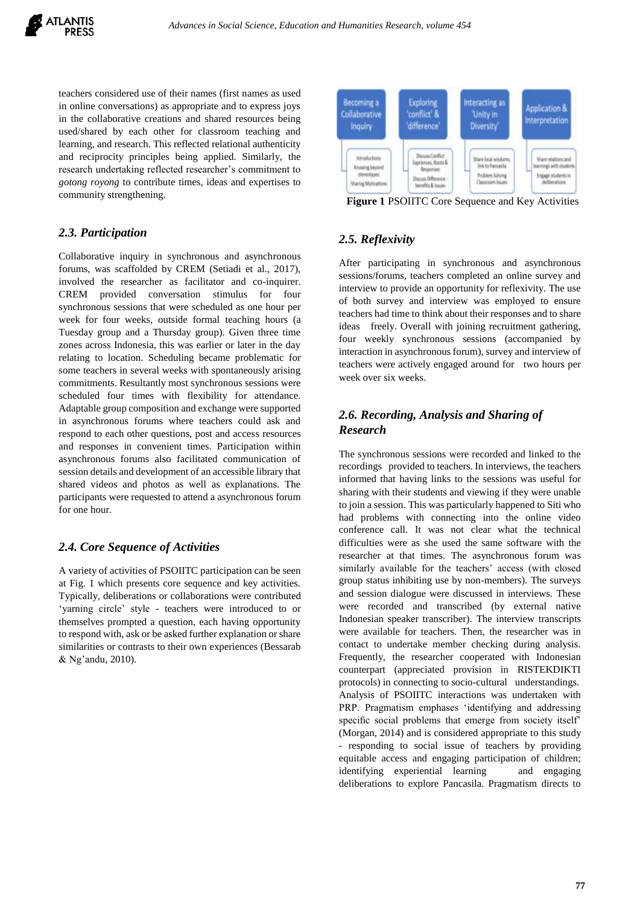teachers considered use of their names (first names as used in online conversations) as appropriate and to express joys in the collaborative creations and shared resources being used/shared by each other for classroom teaching and learning, and research. This reflected relational authenticity and reciprocity principles being applied. Similarly, the research undertaking reflected researcher's commitment to *gotong royong* to contribute times, ideas and expertises to community strengthening.

### *2.3. Participation*

Collaborative inquiry in synchronous and asynchronous forums, was scaffolded by CREM (Setiadi et al., 2017), involved the researcher as facilitator and co-inquirer. CREM provided conversation stimulus for four synchronous sessions that were scheduled as one hour per week for four weeks, outside formal teaching hours (a Tuesday group and a Thursday group). Given three time zones across Indonesia, this was earlier or later in the day relating to location. Scheduling became problematic for some teachers in several weeks with spontaneously arising commitments. Resultantly most synchronous sessions were scheduled four times with flexibility for attendance. Adaptable group composition and exchange were supported in asynchronous forums where teachers could ask and respond to each other questions, post and access resources and responses in convenient times. Participation within asynchronous forums also facilitated communication of session details and development of an accessible library that shared videos and photos as well as explanations. The participants were requested to attend a asynchronous forum for one hour.

### *2.4. Core Sequence of Activities*

A variety of activities of PSOIITC participation can be seen at Fig. 1 which presents core sequence and key activities. Typically, deliberations or collaborations were contributed 'yarning circle' style - teachers were introduced to or themselves prompted a question, each having opportunity to respond with, ask or be asked further explanation or share similarities or contrasts to their own experiences (Bessarab & Ng'andu, 2010).

**Figure 1** PSOIITC Core Sequence and Key Activities

### *2.5. Reflexivity*

After participating in synchronous and asynchronous sessions/forums, teachers completed an online survey and interview to provide an opportunity for reflexivity. The use of both survey and interview was employed to ensure teachers had time to think about their responses and to share ideas freely. Overall with joining recruitment gathering, four weekly synchronous sessions (accompanied by interaction in asynchronous forum), survey and interview of teachers were actively engaged around for two hours per week over six weeks.

### *2.6. Recording, Analysis and Sharing of Research*

The synchronous sessions were recorded and linked to the recordings provided to teachers. In interviews, the teachers informed that having links to the sessions was useful for sharing with their students and viewing if they were unable to join a session. This was particularly happened to Siti who had problems with connecting into the online video conference call. It was not clear what the technical difficulties were as she used the same software with the researcher at that times. The asynchronous forum was similarly available for the teachers' access (with closed group status inhibiting use by non-members). The surveys and session dialogue were discussed in interviews. These were recorded and transcribed (by external native Indonesian speaker transcriber). The interview transcripts were available for teachers. Then, the researcher was in contact to undertake member checking during analysis. Frequently, the researcher cooperated with Indonesian counterpart (appreciated provision in RISTEKDIKTI protocols) in connecting to socio-cultural understandings. Analysis of PSOIITC interactions was undertaken with PRP. Pragmatism emphases 'identifying and addressing specific social problems that emerge from society itself' (Morgan, 2014) and is considered appropriate to this study - responding to social issue of teachers by providing equitable access and engaging participation of children; identifying experiential learning and engaging deliberations to explore Pancasila. Pragmatism directs to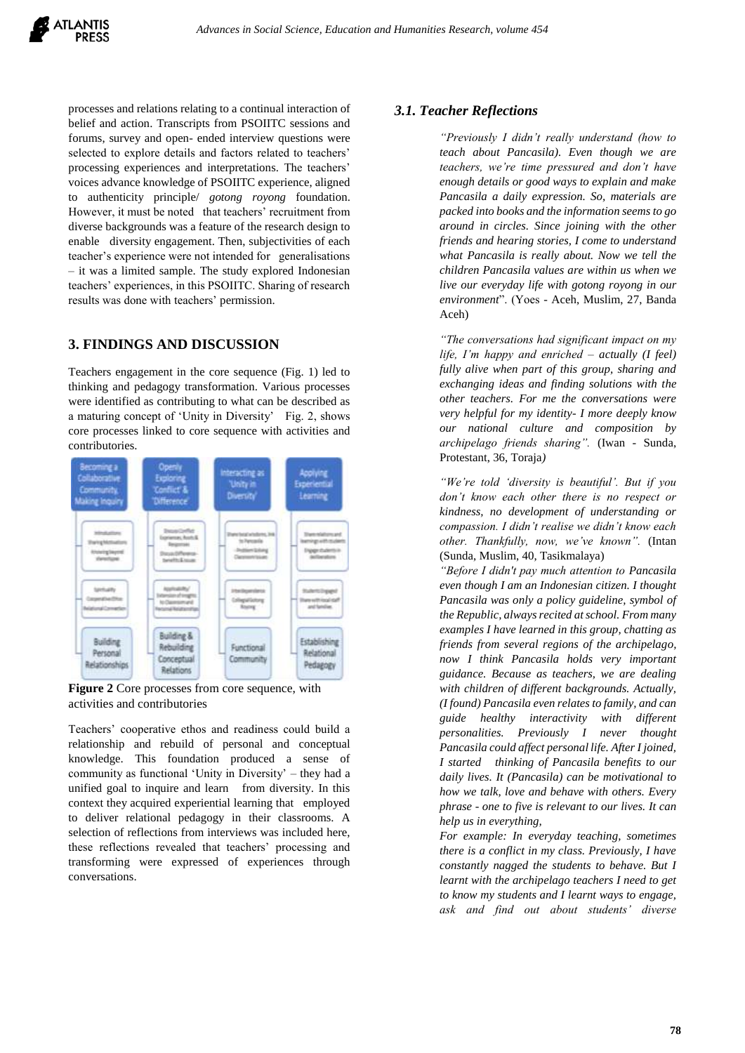processes and relations relating to a continual interaction of belief and action. Transcripts from PSOIITC sessions and forums, survey and open- ended interview questions were selected to explore details and factors related to teachers' processing experiences and interpretations. The teachers' voices advance knowledge of PSOIITC experience, aligned to authenticity principle/ *gotong royong* foundation. However, it must be noted that teachers' recruitment from diverse backgrounds was a feature of the research design to enable diversity engagement. Then, subjectivities of each teacher's experience were not intended for generalisations – it was a limited sample. The study explored Indonesian teachers' experiences, in this PSOIITC. Sharing of research results was done with teachers' permission.

## 3. FINDINGS AND DISCUSSION

Teachers engagement in the core sequence (Fig. 1) led to thinking and pedagogy transformation. Various processes were identified as contributing to what can be described as a maturing concept of 'Unity in Diversity' Fig. 2, shows core processes linked to core sequence with activities and contributories.

**Figure 2** Core processes from core sequence, with activities and contributories

Teachers' cooperative ethos and readiness could build a relationship and rebuild of personal and conceptual knowledge. This foundation produced a sense of community as functional 'Unity in Diversity' – they had a unified goal to inquire and learn from diversity. In this context they acquired experiential learning that employed to deliver relational pedagogy in their classrooms. A selection of reflections from interviews was included here, these reflections revealed that teachers' processing and transforming were expressed of experiences through conversations.

### 3.1. Teacher Reflections

*"Previously I didn't really understand (how to teach about Pancasila). Even though we are teachers, we're time pressured and don't have enough details or good ways to explain and make Pancasila a daily expression. So, materials are packed into books and the information seems to go around in circles. Since joining with the other friends and hearing stories, I come to understand what Pancasila is really about. Now we tell the children Pancasila values are within us when we live our everyday life with gotong royong in our environment*". (Yoes - Aceh, Muslim, 27, Banda Aceh)

*"The conversations had significant impact on my life, I'm happy and enriched – actually (I feel) fully alive when part of this group, sharing and exchanging ideas and finding solutions with the other teachers. For me the conversations were very helpful for my identity- I more deeply know our national culture and composition by archipelago friends sharing".* (Iwan - Sunda, Protestant, 36, Toraja*)*

*"We're told 'diversity is beautiful'. But if you don't know each other there is no respect or kindness, no development of understanding or compassion. I didn't realise we didn't know each other. Thankfully, now, we've known".* (Intan (Sunda, Muslim, 40, Tasikmalaya)

*"Before I didn't pay much attention to Pancasila even though I am an Indonesian citizen. I thought Pancasila was only a policy guideline, symbol of the Republic, always recited at school. From many examples I have learned in this group, chatting as friends from several regions of the archipelago, now I think Pancasila holds very important guidance. Because as teachers, we are dealing with children of different backgrounds. Actually, (I found) Pancasila even relates to family, and can guide healthy interactivity with different personalities. Previously I never thought Pancasila could affect personal life. After I joined, I started thinking of Pancasila benefits to our daily lives. It (Pancasila) can be motivational to how we talk, love and behave with others. Every phrase - one to five is relevant to our lives. It can help us in everything,*

*For example: In everyday teaching, sometimes there is a conflict in my class. Previously, I have constantly nagged the students to behave. But I learnt with the archipelago teachers I need to get to know my students and I learnt ways to engage, ask and find out about students' diverse*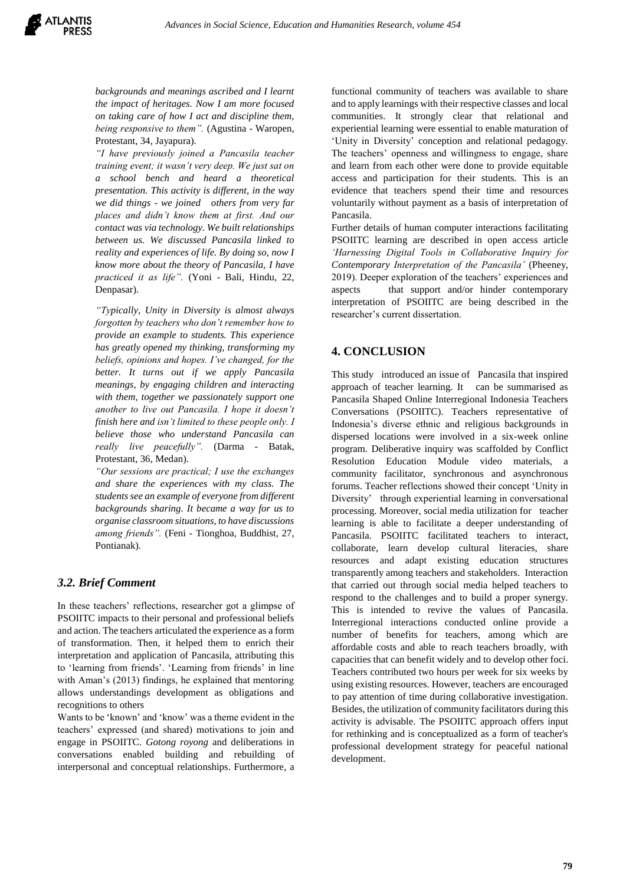*backgrounds and meanings ascribed and I learnt the impact of heritages. Now I am more focused on taking care of how I act and discipline them, being responsive to them".* (Agustina - Waropen, Protestant, 34, Jayapura).

*"I have previously joined a Pancasila teacher training event; it wasn't very deep. We just sat on a school bench and heard a theoretical presentation. This activity is different, in the way we did things - we joined others from very far places and didn't know them at first. And our contact was via technology. We built relationships between us. We discussed Pancasila linked to reality and experiences of life. By doing so, now I know more about the theory of Pancasila, I have practiced it as life".* (Yoni - Bali, Hindu, 22, Denpasar).

*"Typically, Unity in Diversity is almost always forgotten by teachers who don't remember how to provide an example to students. This experience has greatly opened my thinking, transforming my beliefs, opinions and hopes. I've changed, for the better. It turns out if we apply Pancasila meanings, by engaging children and interacting with them, together we passionately support one another to live out Pancasila. I hope it doesn't finish here and isn't limited to these people only. I believe those who understand Pancasila can really live peacefully".* (Darma - Batak, Protestant, 36, Medan).

*"Our sessions are practical; I use the exchanges and share the experiences with my class. The students see an example of everyone from different backgrounds sharing. It became a way for us to organise classroom situations, to have discussions among friends".* (Feni - Tionghoa, Buddhist, 27, Pontianak).

### *3.2. Brief Comment*

In these teachers' reflections, researcher got a glimpse of PSOIITC impacts to their personal and professional beliefs and action. The teachers articulated the experience as a form of transformation. Then, it helped them to enrich their interpretation and application of Pancasila, attributing this to 'learning from friends'. 'Learning from friends' in line with Aman's (2013) findings, he explained that mentoring allows understandings development as obligations and recognitions to others

Wants to be 'known' and 'know' was a theme evident in the teachers' expressed (and shared) motivations to join and engage in PSOIITC. *Gotong royong* and deliberations in conversations enabled building and rebuilding of interpersonal and conceptual relationships. Furthermore, a functional community of teachers was available to share and to apply learnings with their respective classes and local communities. It strongly clear that relational and experiential learning were essential to enable maturation of 'Unity in Diversity' conception and relational pedagogy. The teachers' openness and willingness to engage, share and learn from each other were done to provide equitable access and participation for their students. This is an evidence that teachers spend their time and resources voluntarily without payment as a basis of interpretation of Pancasila.

Further details of human computer interactions facilitating PSOIITC learning are described in open access article *'Harnessing Digital Tools in Collaborative Inquiry for Contemporary Interpretation of the Pancasila'* (Pheeney, 2019). Deeper exploration of the teachers' experiences and aspects that support and/or hinder contemporary interpretation of PSOIITC are being described in the researcher's current dissertation.

## 4. CONCLUSION

This study introduced an issue of Pancasila that inspired approach of teacher learning. It can be summarised as Pancasila Shaped Online Interregional Indonesia Teachers Conversations (PSOIITC). Teachers representative of Indonesia's diverse ethnic and religious backgrounds in dispersed locations were involved in a six-week online program. Deliberative inquiry was scaffolded by Conflict Resolution Education Module video materials, a community facilitator, synchronous and asynchronous forums. Teacher reflections showed their concept 'Unity in Diversity' through experiential learning in conversational processing. Moreover, social media utilization for teacher learning is able to facilitate a deeper understanding of Pancasila. PSOIITC facilitated teachers to interact, collaborate, learn develop cultural literacies, share resources and adapt existing education structures transparently among teachers and stakeholders. Interaction that carried out through social media helped teachers to respond to the challenges and to build a proper synergy. This is intended to revive the values of Pancasila. Interregional interactions conducted online provide a number of benefits for teachers, among which are affordable costs and able to reach teachers broadly, with capacities that can benefit widely and to develop other foci. Teachers contributed two hours per week for six weeks by using existing resources. However, teachers are encouraged to pay attention of time during collaborative investigation. Besides, the utilization of community facilitators during this activity is advisable. The PSOIITC approach offers input for rethinking and is conceptualized as a form of teacher's professional development strategy for peaceful national development.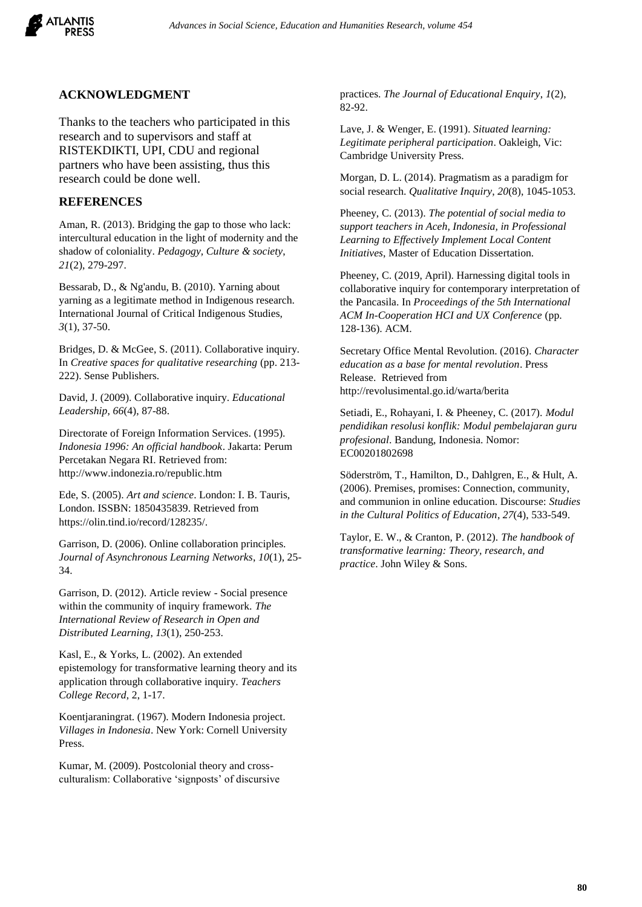## ACKNOWLEDGMENT

Thanks to the teachers who participated in this research and to supervisors and staff at RISTEKDIKTI, UPI, CDU and regional partners who have been assisting, thus this research could be done well.

## REFERENCES

Aman, R. (2013). Bridging the gap to those who lack: intercultural education in the light of modernity and the shadow of coloniality. *Pedagogy, Culture & society*, *21*(2), 279-297.

Bessarab, D., & Ng'andu, B. (2010). Yarning about yarning as a legitimate method in Indigenous research. International Journal of Critical Indigenous Studies, *3*(1), 37-50.

Bridges, D. & McGee, S. (2011). Collaborative inquiry. In *Creative spaces for qualitative researching* (pp. 213-222). Sense Publishers.

David, J. (2009). Collaborative inquiry. *Educational Leadership*, *66*(4), 87-88.

Directorate of Foreign Information Services. (1995). *Indonesia 1996: An official handbook*. Jakarta: Perum Percetakan Negara RI. Retrieved from: http://www.indonezia.ro/republic.htm

Ede, S. (2005). *Art and science*. London: I. B. Tauris, London. ISSBN: 1850435839. Retrieved from https://olin.tind.io/record/128235/.

Garrison, D. (2006). Online collaboration principles. *Journal of Asynchronous Learning Networks*, *10*(1), 25-34.

Garrison, D. (2012). Article review - Social presence within the community of inquiry framework. *The International Review of Research in Open and Distributed Learning*, *13*(1), 250-253.

Kasl, E., & Yorks, L. (2002). An extended epistemology for transformative learning theory and its application through collaborative inquiry. *Teachers College Record*, 2, 1-17.

Koentjaraningrat. (1967). Modern Indonesia project. *Villages in Indonesia*. New York: Cornell University Press.

Kumar, M. (2009). Postcolonial theory and cross-culturalism: Collaborative 'signposts' of discursive practices. *The Journal of Educational Enquiry*, *1*(2), 82-92.

Lave, J. & Wenger, E. (1991). *Situated learning: Legitimate peripheral participation*. Oakleigh, Vic: Cambridge University Press.

Morgan, D. L. (2014). Pragmatism as a paradigm for social research. *Qualitative Inquiry*, *20*(8), 1045-1053.

Pheeney, C. (2013). *The potential of social media to support teachers in Aceh, Indonesia, in Professional Learning to Effectively Implement Local Content Initiatives*, Master of Education Dissertation.

Pheeney, C. (2019, April). Harnessing digital tools in collaborative inquiry for contemporary interpretation of the Pancasila. In *Proceedings of the 5th International ACM In-Cooperation HCI and UX Conference* (pp. 128-136). ACM.

Secretary Office Mental Revolution. (2016). *Character education as a base for mental revolution*. Press Release. Retrieved from http://revolusimental.go.id/warta/berita

Setiadi, E., Rohayani, I. & Pheeney, C. (2017). *Modul pendidikan resolusi konflik: Modul pembelajaran guru profesional*. Bandung, Indonesia. Nomor: EC00201802698

Söderström, T., Hamilton, D., Dahlgren, E., & Hult, A. (2006). Premises, promises: Connection, community, and communion in online education. Discourse: *Studies in the Cultural Politics of Education*, *27*(4), 533-549.

Taylor, E. W., & Cranton, P. (2012). *The handbook of transformative learning: Theory, research, and practice*. John Wiley & Sons.